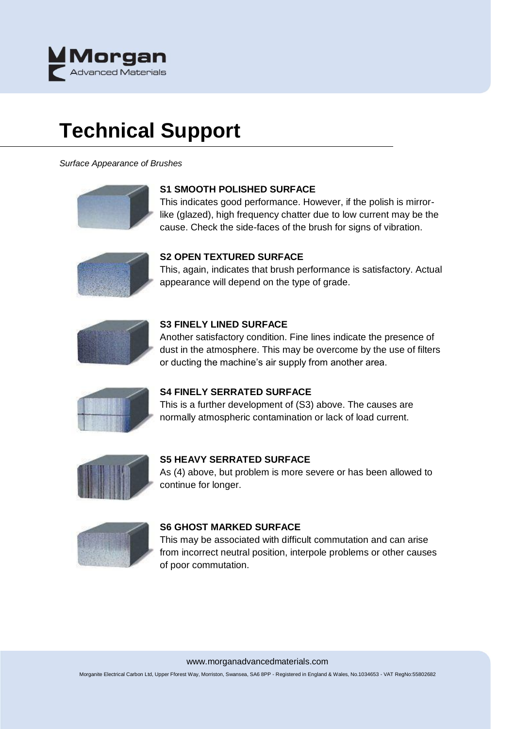# Technical Support

*Surface Appearance of Brushes*

**S1 SMOOTH POLISHED SURFACE**

This indicates good performance. However, if the polish is mirror-like (glazed), high frequency chatter due to low current may be the cause. Check the side-faces of the brush for signs of vibration.

**S2 OPEN TEXTURED SURFACE**

This, again, indicates that brush performance is satisfactory. Actual appearance will depend on the type of grade.

**S3 FINELY LINED SURFACE**

Another satisfactory condition. Fine lines indicate the presence of dust in the atmosphere. This may be overcome by the use of filters or ducting the machine's air supply from another area.

**S4 FINELY SERRATED SURFACE**

This is a further development of (S3) above. The causes are normally atmospheric contamination or lack of load current.

**S5 HEAVY SERRATED SURFACE**

As (4) above, but problem is more severe or has been allowed to continue for longer.

**S6 GHOST MARKED SURFACE**

This may be associated with difficult commutation and can arise from incorrect neutral position, interpole problems or other causes of poor commutation.

www.morganadvancedmaterials.com

Morganite Electrical Carbon Ltd, Upper Fforest Way, Morriston, Swansea, SA6 8PP - Registered in England & Wales, No.1034653 - VAT RegNo:55802682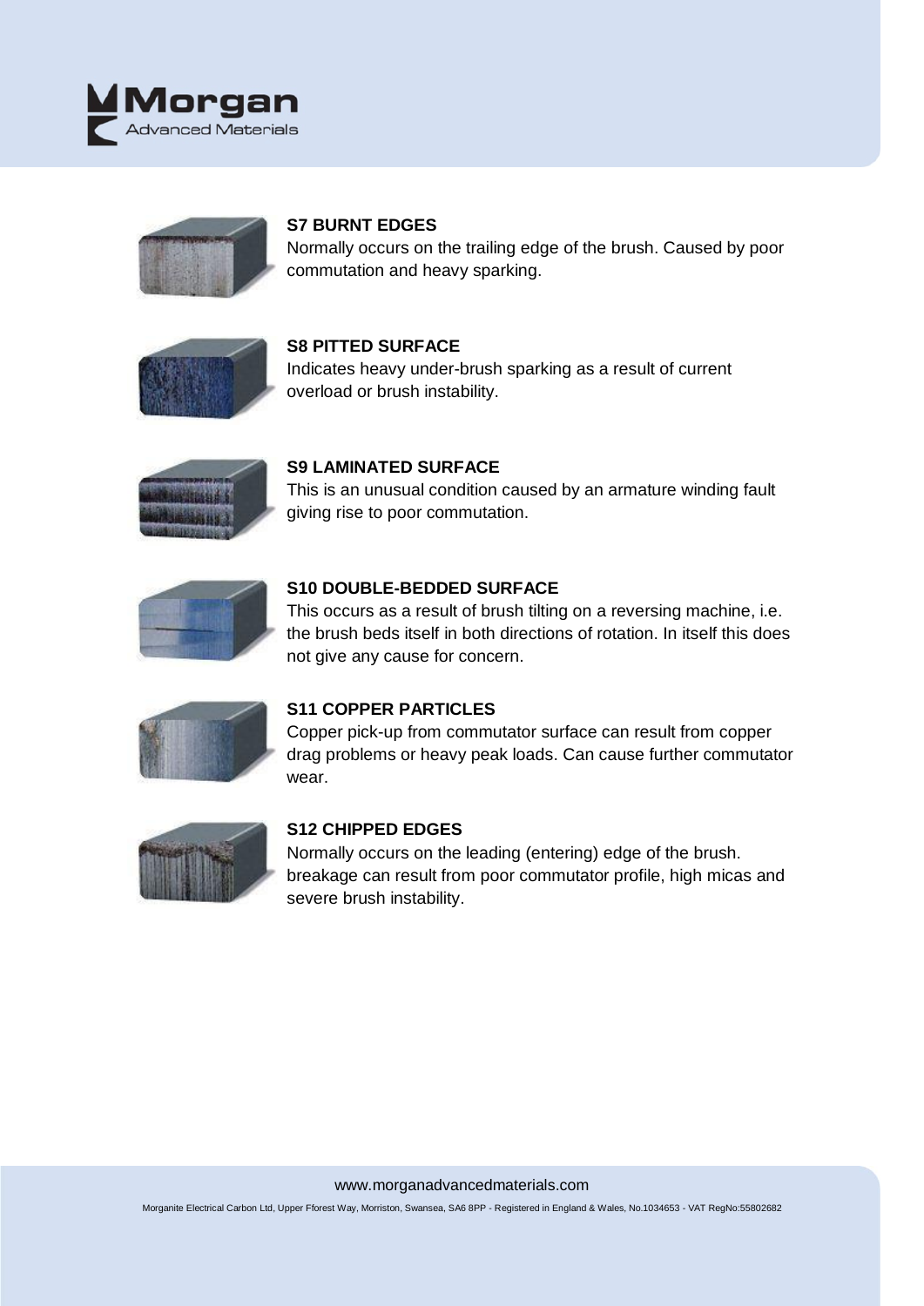### S7 BURNT EDGES

Normally occurs on the trailing edge of the brush. Caused by poor commutation and heavy sparking.

### S8 PITTED SURFACE

Indicates heavy under-brush sparking as a result of current overload or brush instability.

### S9 LAMINATED SURFACE

This is an unusual condition caused by an armature winding fault giving rise to poor commutation.

### S10 DOUBLE-BEDDED SURFACE

This occurs as a result of brush tilting on a reversing machine, i.e. the brush beds itself in both directions of rotation. In itself this does not give any cause for concern.

### S11 COPPER PARTICLES

Copper pick-up from commutator surface can result from copper drag problems or heavy peak loads. Can cause further commutator wear.

### S12 CHIPPED EDGES

Normally occurs on the leading (entering) edge of the brush. breakage can result from poor commutator profile, high micas and severe brush instability.